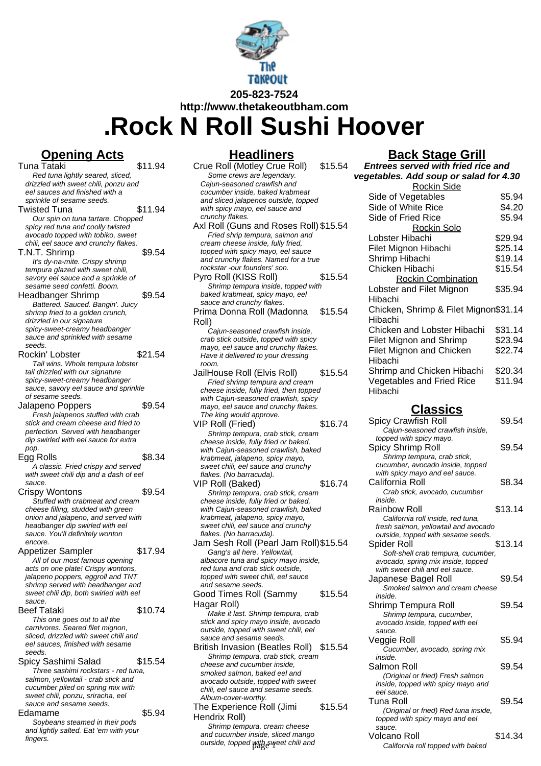205-823-7524

http://www.thetakeoutbham.com

# .Rock N Roll Sushi Hoover

## Opening Acts

**Tuna Tataki** $11.94
*Red tuna lightly seared, sliced, drizzled with sweet chili, ponzu and eel sauces and finished with a sprinkle of sesame seeds.*

**Twisted Tuna** $11.94
*Our spin on tuna tartare. Chopped spicy red tuna and coolly twisted avocado topped with tobiko, sweet chili, eel sauce and crunchy flakes.*

**T.N.T. Shrimp** $9.54
*It's dy-na-mite. Crispy shrimp tempura glazed with sweet chili, savory eel sauce and a sprinkle of sesame seed confetti. Boom.*

**Headbanger Shrimp** $9.54
*Battered. Sauced. Bangin'. Juicy shrimp fried to a golden crunch, drizzled in our signature spicy-sweet-creamy headbanger sauce and sprinkled with sesame seeds.*

**Rockin' Lobster** $21.54
*Tail wins. Whole tempura lobster tail drizzled with our signature spicy-sweet-creamy headbanger sauce, savory eel sauce and sprinkle of sesame seeds.*

**Jalapeno Poppers** $9.54
*Fresh jalapenos stuffed with crab stick and cream cheese and fried to perfection. Served with headbanger dip swirled with eel sauce for extra pop.*

**Egg Rolls** $8.34
*A classic. Fried crispy and served with sweet chili dip and a dash of eel sauce.*

**Crispy Wontons** $9.54
*Stuffed with crabmeat and cream cheese filling, studded with green onion and jalapeno, and served with headbanger dip swirled with eel sauce. You'll definitely wonton encore.*

**Appetizer Sampler** $17.94
*All of our most famous opening acts on one plate! Crispy wontons, jalapeno poppers, eggroll and TNT shrimp served with headbanger and sweet chili dip, both swirled with eel sauce.*

**Beef Tataki** $10.74
*This one goes out to all the carnivores. Seared filet mignon, sliced, drizzled with sweet chili and eel sauces, finished with sesame seeds.*

**Spicy Sashimi Salad** $15.54
*Three sashimi rockstars - red tuna, salmon, yellowtail - crab stick and cucumber piled on spring mix with sweet chili, ponzu, sriracha, eel sauce and sesame seeds.*

**Edamame** $5.94
*Soybeans steamed in their pods and lightly salted. Eat 'em with your fingers.*

## Headliners

**Crue Roll (Motley Crue Roll)** $15.54
*Some crews are legendary. Cajun-seasoned crawfish and cucumber inside, baked krabmeat and sliced jalapenos outside, topped with spicy mayo, eel sauce and crunchy flakes.*

**Axl Roll (Guns and Roses Roll)** $15.54
*Fried shrip tempura, salmon and cream cheese inside, fully fried, topped with spicy mayo, eel sauce and crunchy flakes. Named for a true rockstar -our founders' son.*

**Pyro Roll (KISS Roll)** $15.54
*Shrimp tempura inside, topped with baked krabmeat, spicy mayo, eel sauce and crunchy flakes.*

**Prima Donna Roll (Madonna Roll)** $15.54
*Cajun-seasoned crawfish inside, crab stick outside, topped with spicy mayo, eel sauce and crunchy flakes. Have it delivered to your dressing room.*

**JailHouse Roll (Elvis Roll)** $15.54
*Fried shrimp tempura and cream cheese inside, fully fried, then topped with Cajun-seasoned crawfish, spicy mayo, eel sauce and crunchy flakes. The king would approve.*

**VIP Roll (Fried)** $16.74
*Shrimp tempura, crab stick, cream cheese inside, fully fried or baked, with Cajun-seasoned crawfish, baked krabmeat, jalapeno, spicy mayo, sweet chili, eel sauce and crunchy flakes. (No barracuda).*

**VIP Roll (Baked)** $16.74
*Shrimp tempura, crab stick, cream cheese inside, fully fried or baked, with Cajun-seasoned crawfish, baked krabmeat, jalapeno, spicy mayo, sweet chili, eel sauce and crunchy flakes. (No barracuda).*

**Jam Sesh Roll (Pearl Jam Roll)** $15.54
*Gang's all here. Yellowtail, albacore tuna and spicy mayo inside, red tuna and crab stick outside, topped with sweet chili, eel sauce and sesame seeds.*

**Good Times Roll (Sammy Hagar Roll)** $15.54
*Make it last. Shrimp tempura, crab stick and spicy mayo inside, avocado outside, topped with sweet chili, eel sauce and sesame seeds.*

**British Invasion (Beatles Roll)** $15.54
*Shrimp tempura, crab stick, cream cheese and cucumber inside, smoked salmon, baked eel and avocado outside, topped with sweet chili, eel sauce and sesame seeds. Album-cover-worthy.*

**The Experience Roll (Jimi Hendrix Roll)** $15.54
*Shrimp tempura, cream cheese and cucumber inside, sliced mango outside, topped with sweet chili and*

## Back Stage Grill

***Entrees served with fried rice and vegetables. Add soup or salad for 4.30***

### Rockin Side

| Item | Price |
| --- | --- |
| Side of Vegetables | $5.94 |
| Side of White Rice | $4.20 |
| Side of Fried Rice | $5.94 |

### Rockin Solo

| Item | Price |
| --- | --- |
| Lobster Hibachi | $29.94 |
| Filet Mignon Hibachi | $25.14 |
| Shrimp Hibachi | $19.14 |
| Chicken Hibachi | $15.54 |

### Rockin Combination

| Item | Price |
| --- | --- |
| Lobster and Filet Mignon Hibachi | $35.94 |
| Chicken, Shrimp & Filet Mignon Hibachi | $31.14 |
| Chicken and Lobster Hibachi | $31.14 |
| Filet Mignon and Shrimp | $23.94 |
| Filet Mignon and Chicken Hibachi | $22.74 |
| Shrimp and Chicken Hibachi | $20.34 |
| Vegetables and Fried Rice Hibachi | $11.94 |

## Classics

**Spicy Crawfish Roll** $9.54
*Cajun-seasoned crawfish inside, topped with spicy mayo.*

**Spicy Shrimp Roll** $9.54
*Shrimp tempura, crab stick, cucumber, avocado inside, topped with spicy mayo and eel sauce.*

**California Roll** $8.34
*Crab stick, avocado, cucumber inside.*

**Rainbow Roll** $13.14
*California roll inside, red tuna, fresh salmon, yellowtail and avocado outside, topped with sesame seeds.*

**Spider Roll** $13.14
*Soft-shell crab tempura, cucumber, avocado, spring mix inside, topped with sweet chili and eel sauce.*

**Japanese Bagel Roll** $9.54
*Smoked salmon and cream cheese inside.*

**Shrimp Tempura Roll** $9.54
*Shrimp tempura, cucumber, avocado inside, topped with eel sauce.*

**Veggie Roll** $5.94
*Cucumber, avocado, spring mix inside.*

**Salmon Roll** $9.54
*(Original or fried) Fresh salmon inside, topped with spicy mayo and eel sauce.*

**Tuna Roll** $9.54
*(Original or fried) Red tuna inside, topped with spicy mayo and eel sauce.*

**Volcano Roll** $14.34
*California roll topped with baked*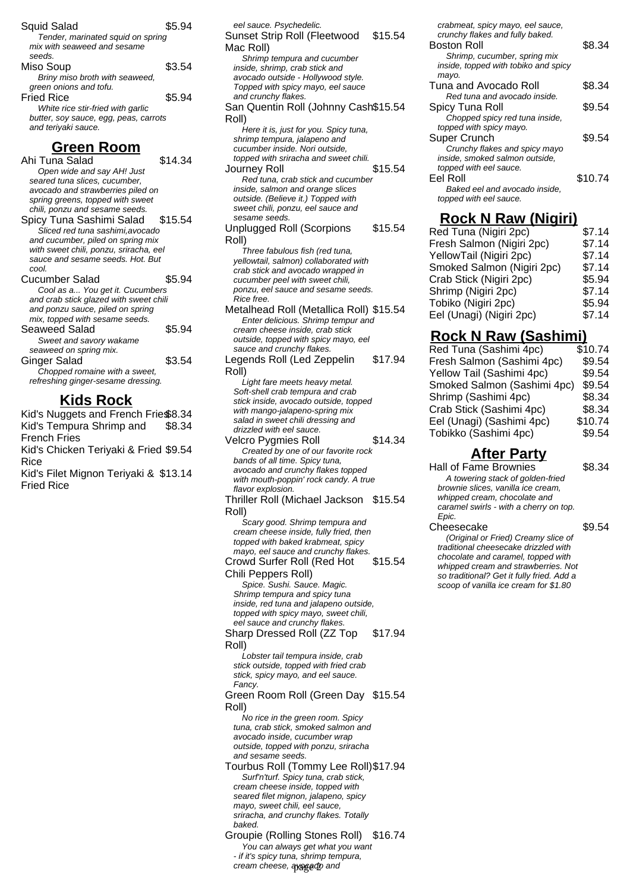Squid Salad $5.94

*Tender, marinated squid on spring mix with seaweed and sesame seeds.*

Miso Soup $3.54

*Briny miso broth with seaweed, green onions and tofu.*

Fried Rice $5.94

*White rice stir-fried with garlic butter, soy sauce, egg, peas, carrots and teriyaki sauce.*

## Green Room

Ahi Tuna Salad $14.34

*Open wide and say AH! Just seared tuna slices, cucumber, avocado and strawberries piled on spring greens, topped with sweet chili, ponzu and sesame seeds.*

Spicy Tuna Sashimi Salad $15.54

*Sliced red tuna sashimi,avocado and cucumber, piled on spring mix with sweet chili, ponzu, sriracha, eel sauce and sesame seeds. Hot. But cool.*

Cucumber Salad $5.94

*Cool as a... You get it. Cucumbers and crab stick glazed with sweet chili and ponzu sauce, piled on spring mix, topped with sesame seeds.*

Seaweed Salad $5.94

*Sweet and savory wakame seaweed on spring mix.*

Ginger Salad $3.54

*Chopped romaine with a sweet, refreshing ginger-sesame dressing.*

## Kids Rock

Kid's Nuggets and French Fries $8.34

Kid's Tempura Shrimp and French Fries $8.34

Kid's Chicken Teriyaki & Fried Rice $9.54

Kid's Filet Mignon Teriyaki & Fried Rice $13.14

*eel sauce. Psychedelic.*

Sunset Strip Roll (Fleetwood Mac Roll) $15.54

*Shrimp tempura and cucumber inside, shrimp, crab stick and avocado outside - Hollywood style. Topped with spicy mayo, eel sauce and crunchy flakes.*

San Quentin Roll (Johnny Cash Roll) $15.54

*Here it is, just for you. Spicy tuna, shrimp tempura, jalapeno and cucumber inside. Nori outside, topped with sriracha and sweet chili.*

Journey Roll $15.54

*Red tuna, crab stick and cucumber inside, salmon and orange slices outside. (Believe it.) Topped with sweet chili, ponzu, eel sauce and sesame seeds.*

Unplugged Roll (Scorpions Roll) $15.54

*Three fabulous fish (red tuna, yellowtail, salmon) collaborated with crab stick and avocado wrapped in cucumber peel with sweet chili, ponzu, eel sauce and sesame seeds. Rice free.*

Metalhead Roll (Metallica Roll) $15.54

*Enter delicious. Shrimp tempur and cream cheese inside, crab stick outside, topped with spicy mayo, eel sauce and crunchy flakes.*

Legends Roll (Led Zeppelin Roll) $17.94

*Light fare meets heavy metal. Soft-shell crab tempura and crab stick inside, avocado outside, topped with mango-jalapeno-spring mix salad in sweet chili dressing and drizzled with eel sauce.*

Velcro Pygmies Roll $14.34

*Created by one of our favorite rock bands of all time. Spicy tuna, avocado and crunchy flakes topped with mouth-poppin' rock candy. A true flavor explosion.*

Thriller Roll (Michael Jackson Roll) $15.54

*Scary good. Shrimp tempura and cream cheese inside, fully fried, then topped with baked krabmeat, spicy mayo, eel sauce and crunchy flakes.*

Crowd Surfer Roll (Red Hot Chili Peppers Roll) $15.54

*Spice. Sushi. Sauce. Magic. Shrimp tempura and spicy tuna inside, red tuna and jalapeno outside, topped with spicy mayo, sweet chili, eel sauce and crunchy flakes.*

Sharp Dressed Roll (ZZ Top Roll) $17.94

*Lobster tail tempura inside, crab stick outside, topped with fried crab stick, spicy mayo, and eel sauce. Fancy.*

Green Room Roll (Green Day Roll) $15.54

*No rice in the green room. Spicy tuna, crab stick, smoked salmon and avocado inside, cucumber wrap outside, topped with ponzu, sriracha and sesame seeds.*

Tourbus Roll (Tommy Lee Roll) $17.94

*Surf'n'turf. Spicy tuna, crab stick, cream cheese inside, topped with seared filet mignon, jalapeno, spicy mayo, sweet chili, eel sauce, sriracha, and crunchy flakes. Totally baked.*

Groupie (Rolling Stones Roll) $16.74

*You can always get what you want - if it's spicy tuna, shrimp tempura, cream cheese, avocado and*

*crabmeat, spicy mayo, eel sauce, crunchy flakes and fully baked.*

Boston Roll $8.34

*Shrimp, cucumber, spring mix inside, topped with tobiko and spicy mayo.*

Tuna and Avocado Roll $8.34

*Red tuna and avocado inside.*

Spicy Tuna Roll $9.54

*Chopped spicy red tuna inside, topped with spicy mayo.*

Super Crunch $9.54

*Crunchy flakes and spicy mayo inside, smoked salmon outside, topped with eel sauce.*

Eel Roll $10.74

*Baked eel and avocado inside, topped with eel sauce.*

## Rock N Raw (Nigiri)

| Item | Price |
|---|---|
| Red Tuna (Nigiri 2pc) | $7.14 |
| Fresh Salmon (Nigiri 2pc) | $7.14 |
| YellowTail (Nigiri 2pc) | $7.14 |
| Smoked Salmon (Nigiri 2pc) | $7.14 |
| Crab Stick (Nigiri 2pc) | $5.94 |
| Shrimp (Nigiri 2pc) | $7.14 |
| Tobiko (Nigiri 2pc) | $5.94 |
| Eel (Unagi) (Nigiri 2pc) | $7.14 |

## Rock N Raw (Sashimi)

| Item | Price |
|---|---|
| Red Tuna (Sashimi 4pc) | $10.74 |
| Fresh Salmon (Sashimi 4pc) | $9.54 |
| Yellow Tail (Sashimi 4pc) | $9.54 |
| Smoked Salmon (Sashimi 4pc) | $9.54 |
| Shrimp (Sashimi 4pc) | $8.34 |
| Crab Stick (Sashimi 4pc) | $8.34 |
| Eel (Unagi) (Sashimi 4pc) | $10.74 |
| Tobikko (Sashimi 4pc) | $9.54 |

## After Party

Hall of Fame Brownies $8.34

*A towering stack of golden-fried brownie slices, vanilla ice cream, whipped cream, chocolate and caramel swirls - with a cherry on top. Epic.*

Cheesecake $9.54

*(Original or Fried) Creamy slice of traditional cheesecake drizzled with chocolate and caramel, topped with whipped cream and strawberries. Not so traditional? Get it fully fried. Add a scoop of vanilla ice cream for $1.80*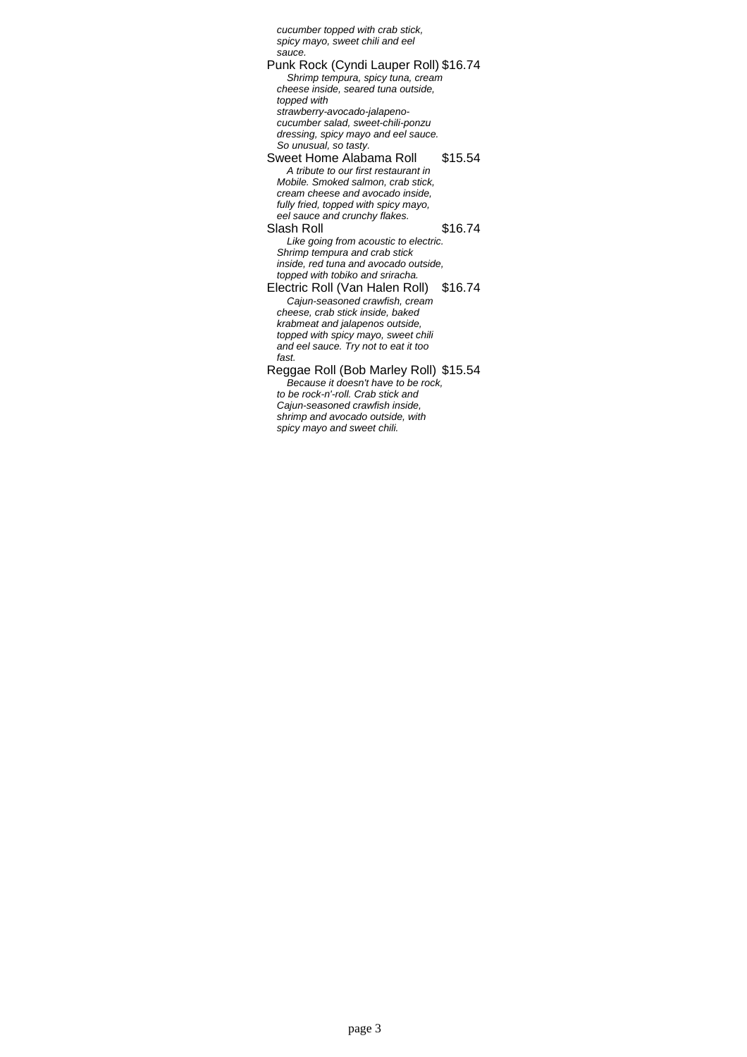*cucumber topped with crab stick, spicy mayo, sweet chili and eel sauce.*

Punk Rock (Cyndi Lauper Roll) $16.74

*Shrimp tempura, spicy tuna, cream cheese inside, seared tuna outside, topped with strawberry-avocado-jalapeno-cucumber salad, sweet-chili-ponzu dressing, spicy mayo and eel sauce. So unusual, so tasty.*

Sweet Home Alabama Roll $15.54

*A tribute to our first restaurant in Mobile. Smoked salmon, crab stick, cream cheese and avocado inside, fully fried, topped with spicy mayo, eel sauce and crunchy flakes.*

Slash Roll $16.74

*Like going from acoustic to electric. Shrimp tempura and crab stick inside, red tuna and avocado outside, topped with tobiko and sriracha.*

Electric Roll (Van Halen Roll) $16.74

*Cajun-seasoned crawfish, cream cheese, crab stick inside, baked krabmeat and jalapenos outside, topped with spicy mayo, sweet chili and eel sauce. Try not to eat it too fast.*

Reggae Roll (Bob Marley Roll) $15.54

*Because it doesn't have to be rock, to be rock-n'-roll. Crab stick and Cajun-seasoned crawfish inside, shrimp and avocado outside, with spicy mayo and sweet chili.*